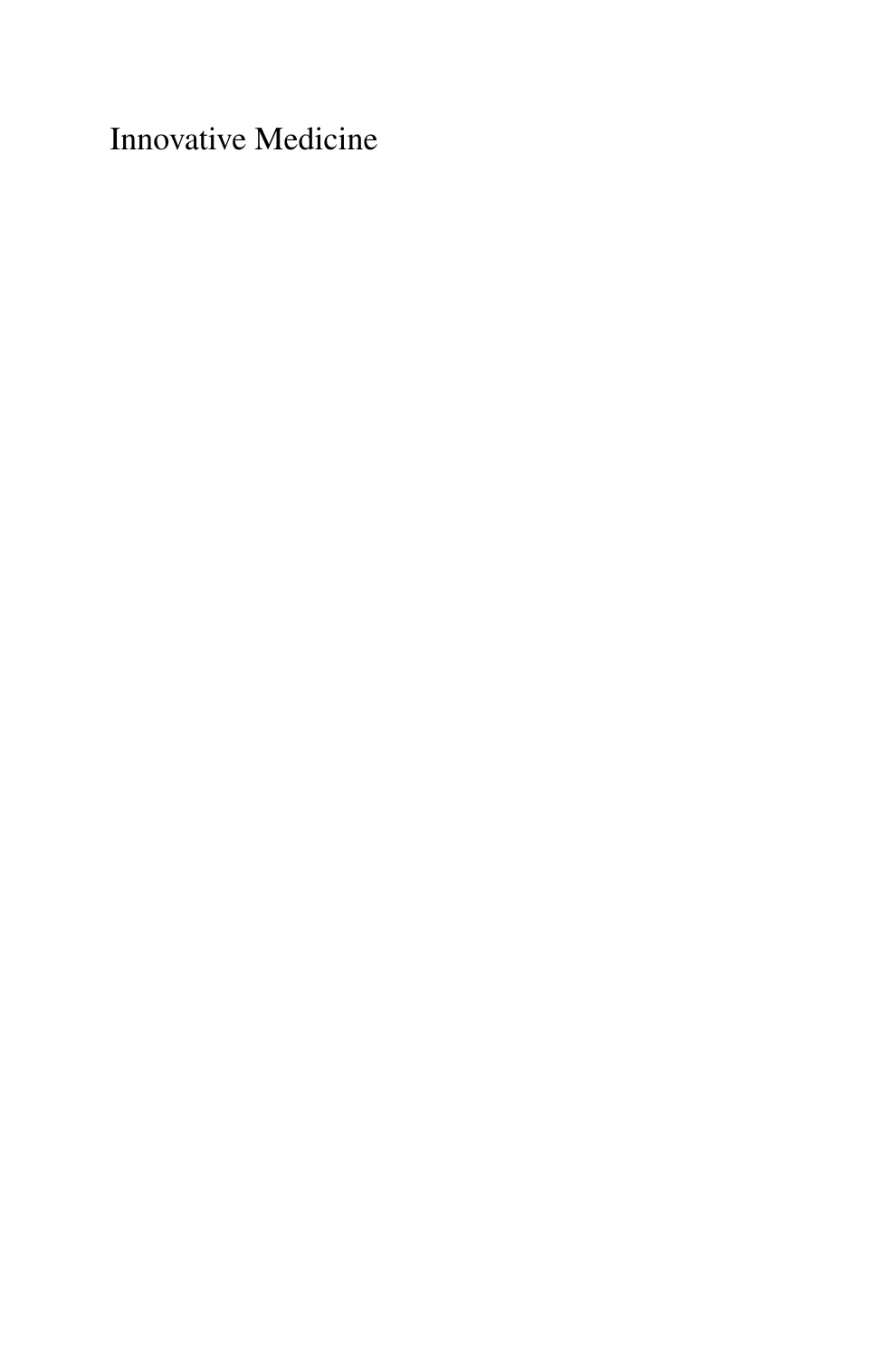Innovative Medicine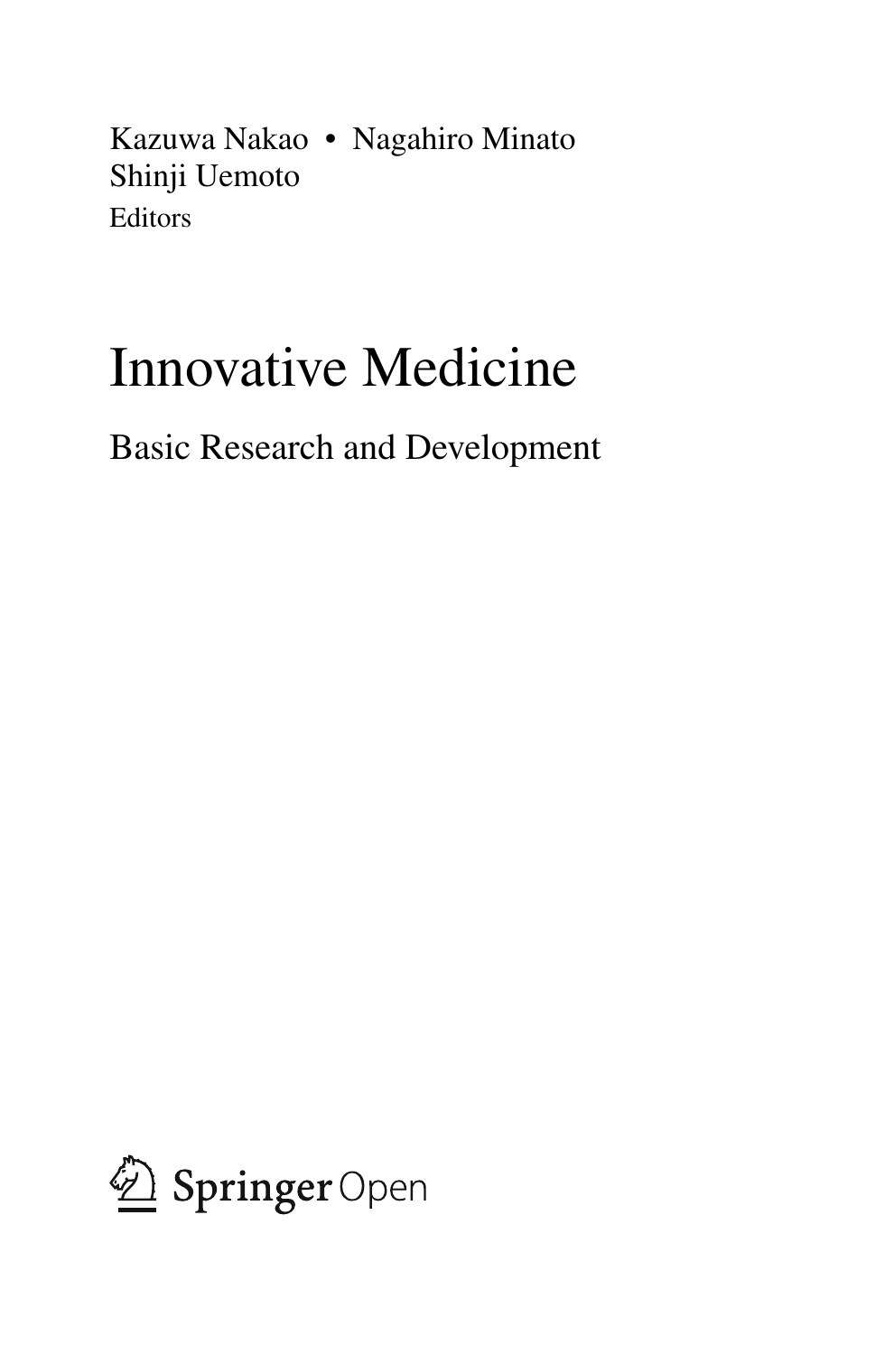Kazuwa Nakao • Nagahiro Minato
Shinji Uemoto
Editors

# Innovative Medicine

## Basic Research and Development

Springer Open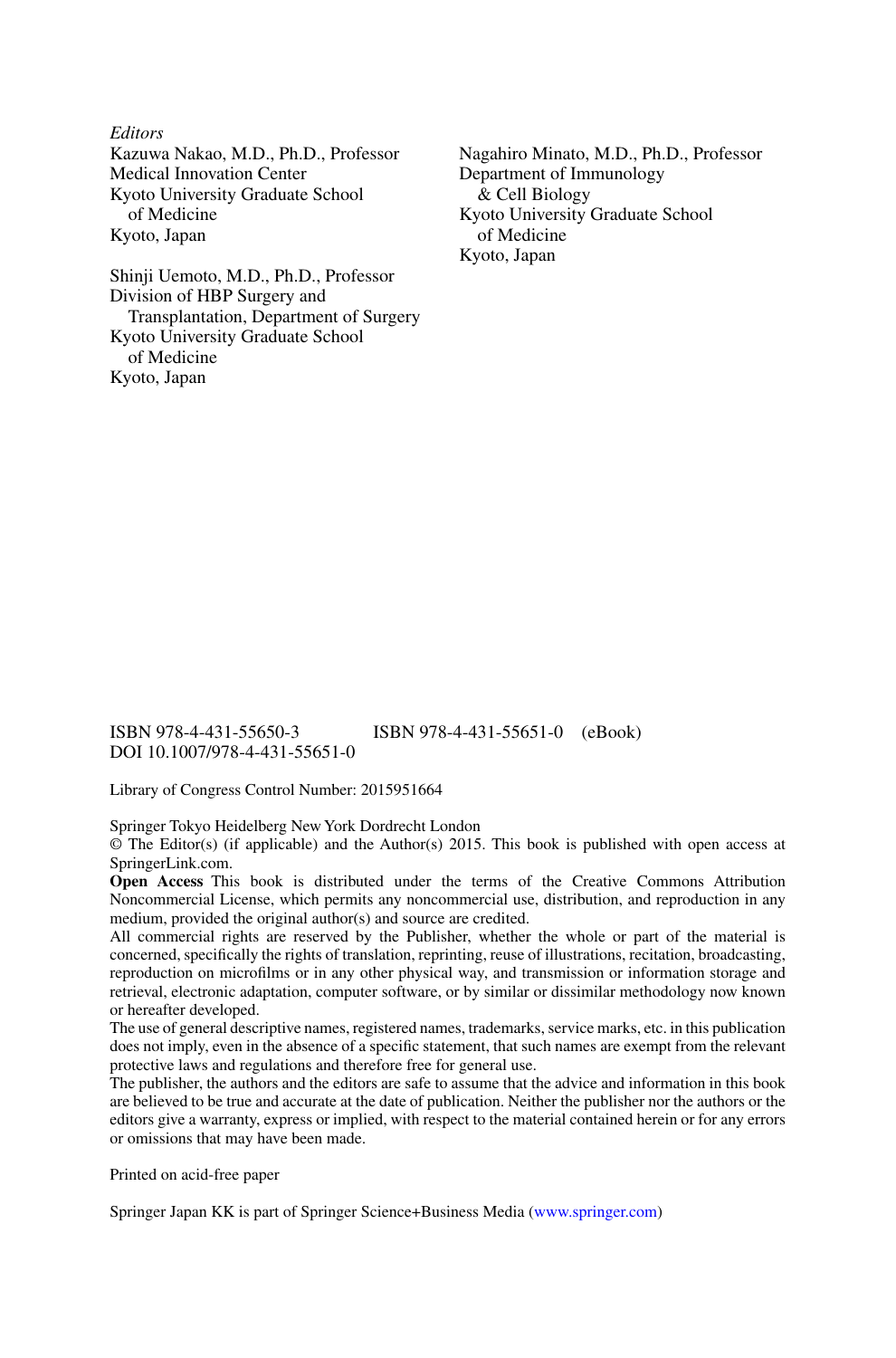*Editors*

Kazuwa Nakao, M.D., Ph.D., Professor
Medical Innovation Center
Kyoto University Graduate School of Medicine
Kyoto, Japan

Shinji Uemoto, M.D., Ph.D., Professor
Division of HBP Surgery and Transplantation, Department of Surgery
Kyoto University Graduate School of Medicine
Kyoto, Japan

Nagahiro Minato, M.D., Ph.D., Professor
Department of Immunology & Cell Biology
Kyoto University Graduate School of Medicine
Kyoto, Japan

ISBN 978-4-431-55650-3 ISBN 978-4-431-55651-0 (eBook)
DOI 10.1007/978-4-431-55651-0

Library of Congress Control Number: 2015951664

Springer Tokyo Heidelberg New York Dordrecht London
© The Editor(s) (if applicable) and the Author(s) 2015. This book is published with open access at SpringerLink.com.

**Open Access** This book is distributed under the terms of the Creative Commons Attribution Noncommercial License, which permits any noncommercial use, distribution, and reproduction in any medium, provided the original author(s) and source are credited.

All commercial rights are reserved by the Publisher, whether the whole or part of the material is concerned, specifically the rights of translation, reprinting, reuse of illustrations, recitation, broadcasting, reproduction on microfilms or in any other physical way, and transmission or information storage and retrieval, electronic adaptation, computer software, or by similar or dissimilar methodology now known or hereafter developed.

The use of general descriptive names, registered names, trademarks, service marks, etc. in this publication does not imply, even in the absence of a specific statement, that such names are exempt from the relevant protective laws and regulations and therefore free for general use.

The publisher, the authors and the editors are safe to assume that the advice and information in this book are believed to be true and accurate at the date of publication. Neither the publisher nor the authors or the editors give a warranty, express or implied, with respect to the material contained herein or for any errors or omissions that may have been made.

Printed on acid-free paper

Springer Japan KK is part of Springer Science+Business Media (www.springer.com)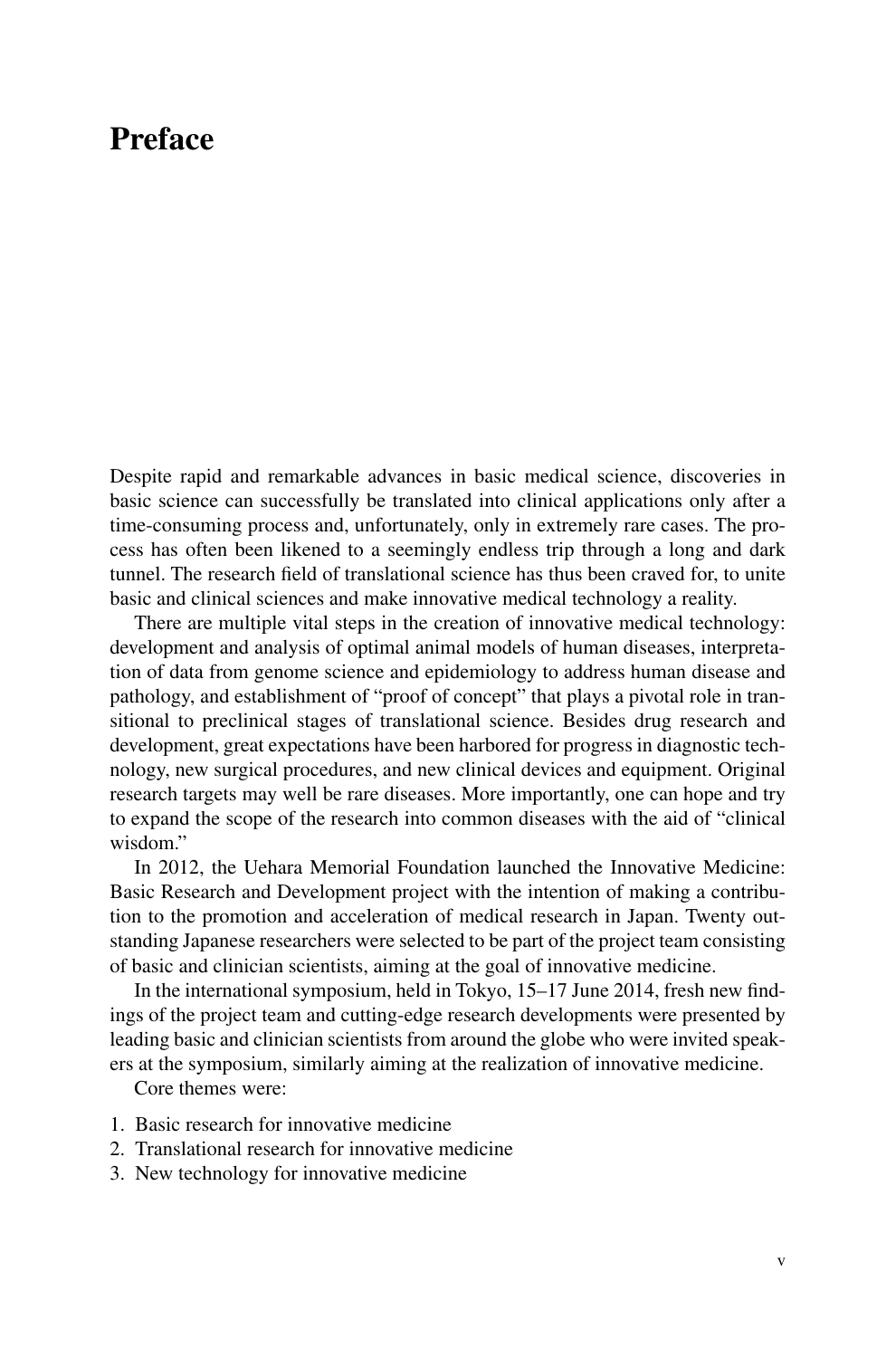# Preface

Despite rapid and remarkable advances in basic medical science, discoveries in basic science can successfully be translated into clinical applications only after a time-consuming process and, unfortunately, only in extremely rare cases. The process has often been likened to a seemingly endless trip through a long and dark tunnel. The research field of translational science has thus been craved for, to unite basic and clinical sciences and make innovative medical technology a reality.

There are multiple vital steps in the creation of innovative medical technology: development and analysis of optimal animal models of human diseases, interpretation of data from genome science and epidemiology to address human disease and pathology, and establishment of "proof of concept" that plays a pivotal role in transitional to preclinical stages of translational science. Besides drug research and development, great expectations have been harbored for progress in diagnostic technology, new surgical procedures, and new clinical devices and equipment. Original research targets may well be rare diseases. More importantly, one can hope and try to expand the scope of the research into common diseases with the aid of "clinical wisdom."

In 2012, the Uehara Memorial Foundation launched the Innovative Medicine: Basic Research and Development project with the intention of making a contribution to the promotion and acceleration of medical research in Japan. Twenty outstanding Japanese researchers were selected to be part of the project team consisting of basic and clinician scientists, aiming at the goal of innovative medicine.

In the international symposium, held in Tokyo, 15–17 June 2014, fresh new findings of the project team and cutting-edge research developments were presented by leading basic and clinician scientists from around the globe who were invited speakers at the symposium, similarly aiming at the realization of innovative medicine.

Core themes were:

1. Basic research for innovative medicine
2. Translational research for innovative medicine
3. New technology for innovative medicine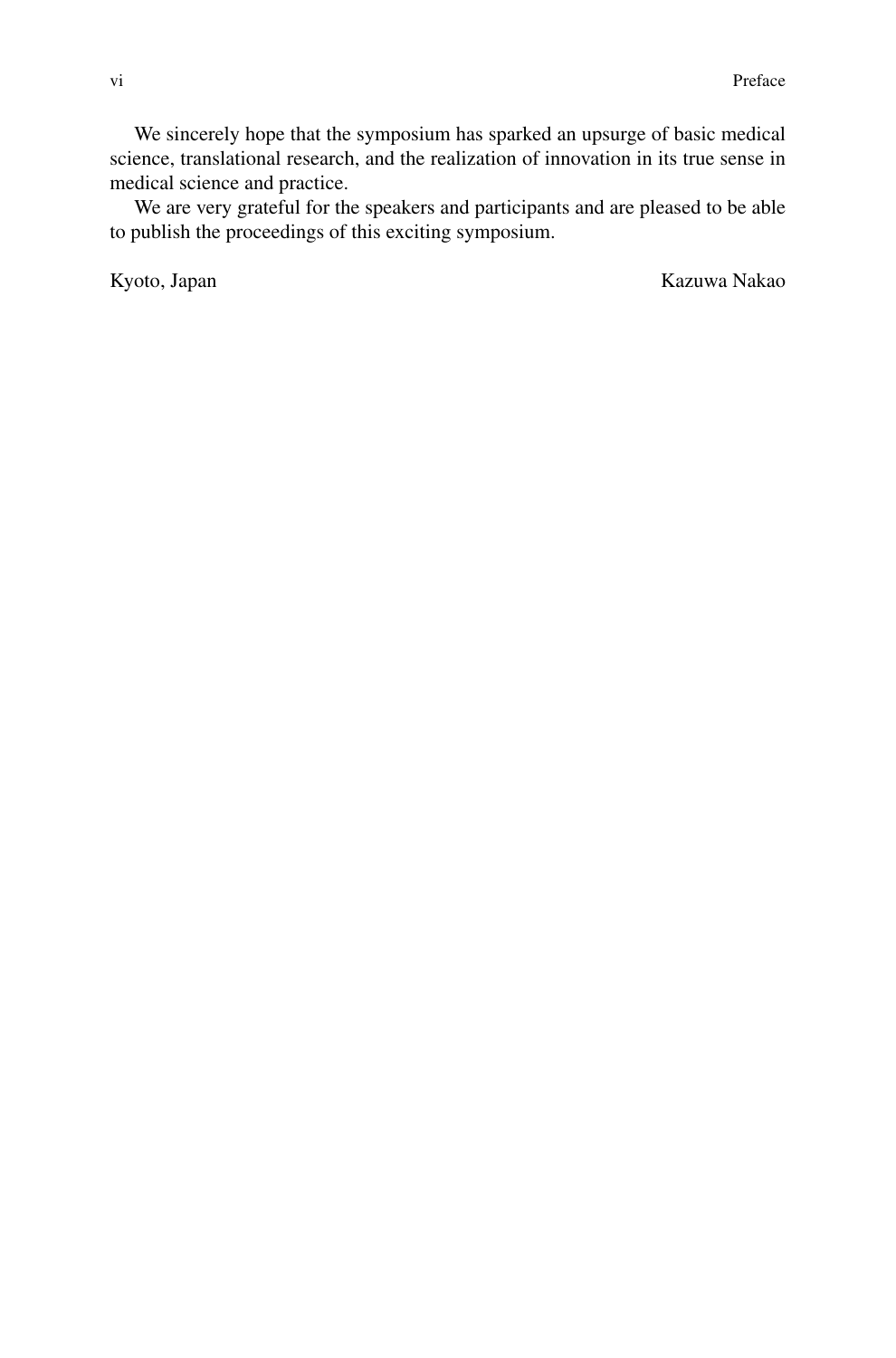We sincerely hope that the symposium has sparked an upsurge of basic medical science, translational research, and the realization of innovation in its true sense in medical science and practice.

We are very grateful for the speakers and participants and are pleased to be able to publish the proceedings of this exciting symposium.

Kyoto, Japan Kazuwa Nakao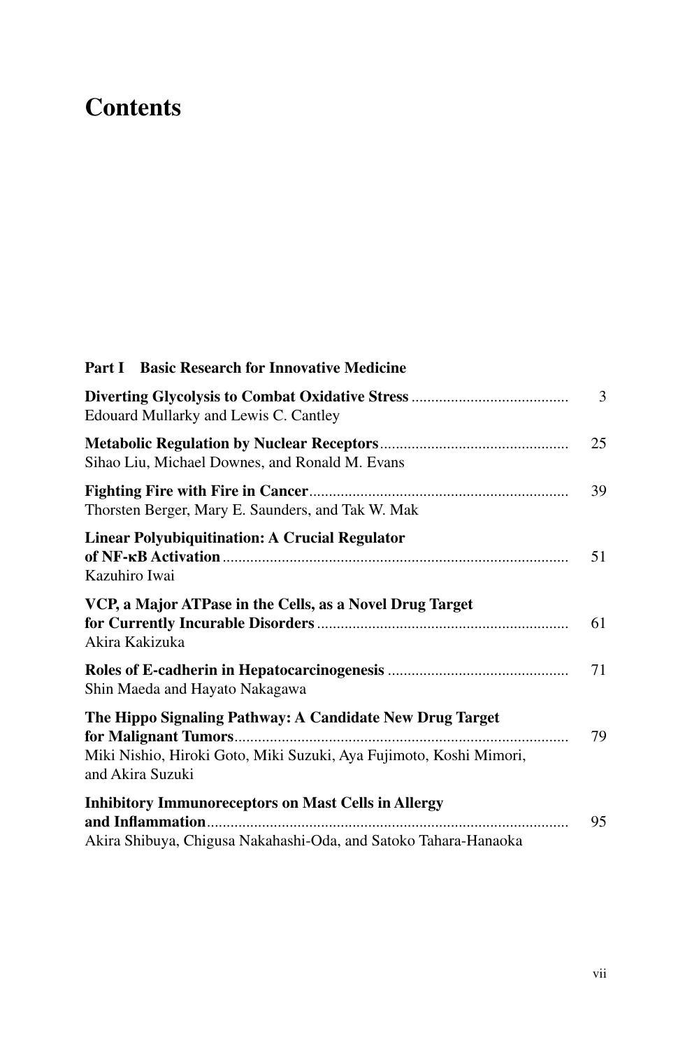# Contents

**Part I Basic Research for Innovative Medicine**

**Diverting Glycolysis to Combat Oxidative Stress** ........................................ 3
Edouard Mullarky and Lewis C. Cantley

**Metabolic Regulation by Nuclear Receptors**................................................ 25
Sihao Liu, Michael Downes, and Ronald M. Evans

**Fighting Fire with Fire in Cancer**................................................................. 39
Thorsten Berger, Mary E. Saunders, and Tak W. Mak

**Linear Polyubiquitination: A Crucial Regulator of NF-κB Activation**....................................................................................... 51
Kazuhiro Iwai

**VCP, a Major ATPase in the Cells, as a Novel Drug Target for Currently Incurable Disorders**............................................................... 61
Akira Kakizuka

**Roles of E-cadherin in Hepatocarcinogenesis** ............................................. 71
Shin Maeda and Hayato Nakagawa

**The Hippo Signaling Pathway: A Candidate New Drug Target for Malignant Tumors**.................................................................................... 79
Miki Nishio, Hiroki Goto, Miki Suzuki, Aya Fujimoto, Koshi Mimori, and Akira Suzuki

**Inhibitory Immunoreceptors on Mast Cells in Allergy and Inflammation**........................................................................................... 95
Akira Shibuya, Chigusa Nakahashi-Oda, and Satoko Tahara-Hanaoka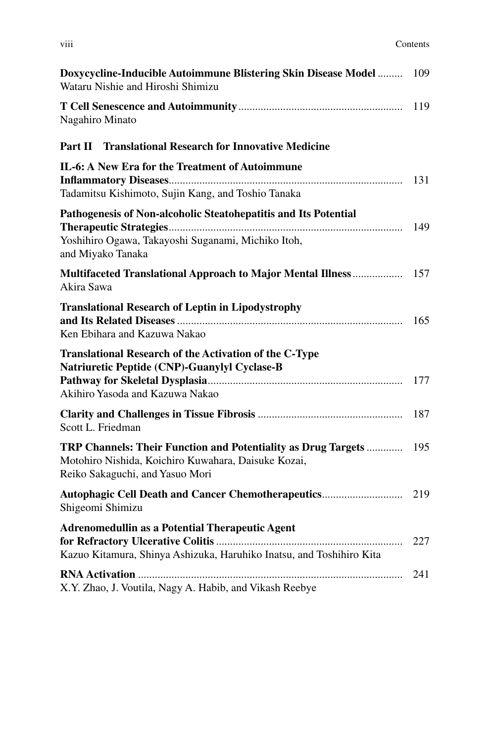**Doxycycline-Inducible Autoimmune Blistering Skin Disease Model** ......... 109
Wataru Nishie and Hiroshi Shimizu

**T Cell Senescence and Autoimmunity** ........................................................... 119
Nagahiro Minato

## Part II Translational Research for Innovative Medicine

**IL-6: A New Era for the Treatment of Autoimmune Inflammatory Diseases** ..................................................................................... 131
Tadamitsu Kishimoto, Sujin Kang, and Toshio Tanaka

**Pathogenesis of Non-alcoholic Steatohepatitis and Its Potential Therapeutic Strategies** ..................................................................................... 149
Yoshihiro Ogawa, Takayoshi Suganami, Michiko Itoh, and Miyako Tanaka

**Multifaceted Translational Approach to Major Mental Illness** .................. 157
Akira Sawa

**Translational Research of Leptin in Lipodystrophy and Its Related Diseases** ................................................................................. 165
Ken Ebihara and Kazuwa Nakao

**Translational Research of the Activation of the C-Type Natriuretic Peptide (CNP)-Guanylyl Cyclase-B Pathway for Skeletal Dysplasia** ...................................................................... 177
Akihiro Yasoda and Kazuwa Nakao

**Clarity and Challenges in Tissue Fibrosis** .................................................... 187
Scott L. Friedman

**TRP Channels: Their Function and Potentiality as Drug Targets** ............. 195
Motohiro Nishida, Koichiro Kuwahara, Daisuke Kozai, Reiko Sakaguchi, and Yasuo Mori

**Autophagic Cell Death and Cancer Chemotherapeutics** ............................ 219
Shigeomi Shimizu

**Adrenomedullin as a Potential Therapeutic Agent for Refractory Ulcerative Colitis** ................................................................... 227
Kazuo Kitamura, Shinya Ashizuka, Haruhiko Inatsu, and Toshihiro Kita

**RNA Activation** ............................................................................................... 241
X.Y. Zhao, J. Voutila, Nagy A. Habib, and Vikash Reebye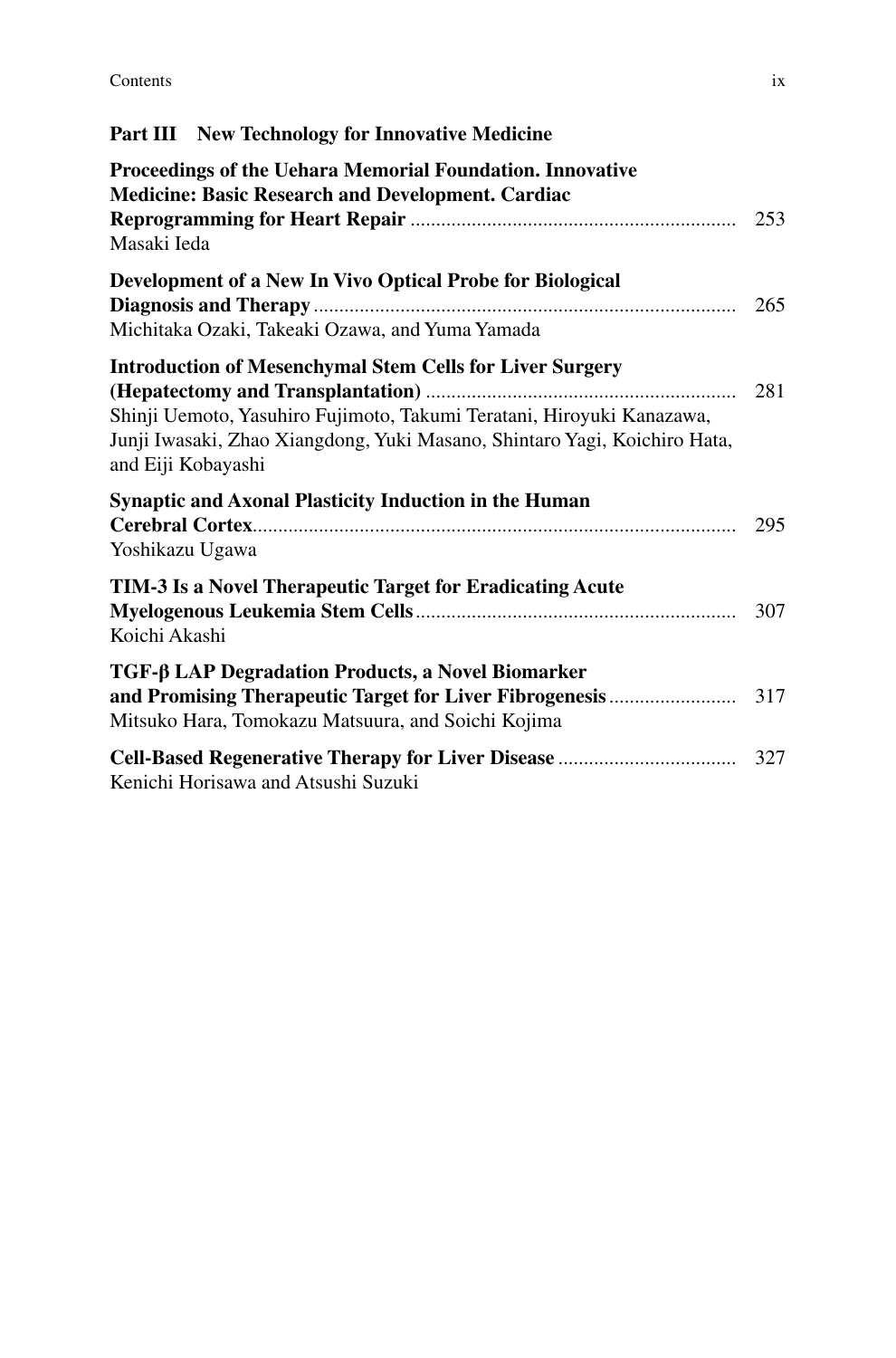## Part III New Technology for Innovative Medicine

**Proceedings of the Uehara Memorial Foundation. Innovative Medicine: Basic Research and Development. Cardiac Reprogramming for Heart Repair** ........ 253
Masaki Ieda

**Development of a New In Vivo Optical Probe for Biological Diagnosis and Therapy** ........ 265
Michitaka Ozaki, Takeaki Ozawa, and Yuma Yamada

**Introduction of Mesenchymal Stem Cells for Liver Surgery (Hepatectomy and Transplantation)** ........ 281
Shinji Uemoto, Yasuhiro Fujimoto, Takumi Teratani, Hiroyuki Kanazawa, Junji Iwasaki, Zhao Xiangdong, Yuki Masano, Shintaro Yagi, Koichiro Hata, and Eiji Kobayashi

**Synaptic and Axonal Plasticity Induction in the Human Cerebral Cortex** ........ 295
Yoshikazu Ugawa

**TIM-3 Is a Novel Therapeutic Target for Eradicating Acute Myelogenous Leukemia Stem Cells** ........ 307
Koichi Akashi

**TGF-β LAP Degradation Products, a Novel Biomarker and Promising Therapeutic Target for Liver Fibrogenesis** ........ 317
Mitsuko Hara, Tomokazu Matsuura, and Soichi Kojima

**Cell-Based Regenerative Therapy for Liver Disease** ........ 327
Kenichi Horisawa and Atsushi Suzuki